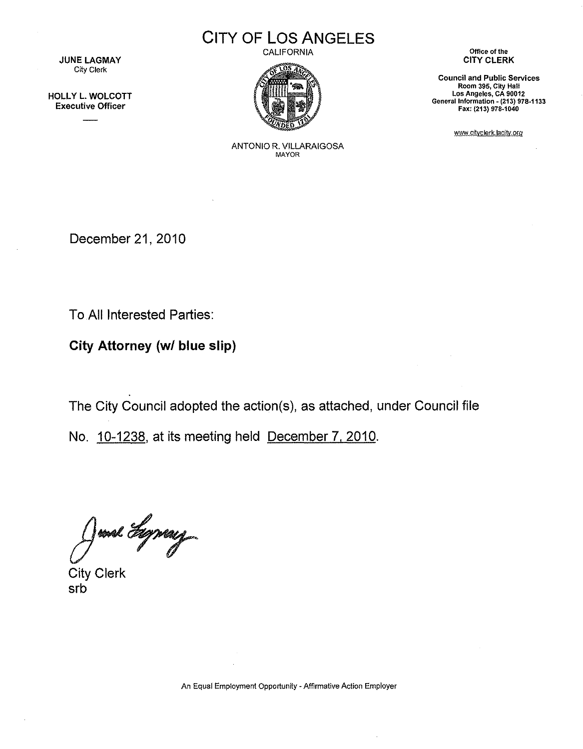JUNE LAGMAY
City Clerk

HOLLY L. WOLCOTT
Executive Officer

# CITY OF LOS ANGELES

CALIFORNIA

ANTONIO R. VILLARAIGOSA
MAYOR

Office of the
**CITY CLERK**

**Council and Public Services**
Room 395, City Hall
Los Angeles, CA 90012
General Information - (213) 978-1133
Fax: (213) 978-1040

www.cityclerk.lacity.org

December 21, 2010

To All Interested Parties:

**City Attorney (w/ blue slip)**

The City Council adopted the action(s), as attached, under Council file No. 10-1238, at its meeting held December 7, 2010.

City Clerk
srb

An Equal Employment Opportunity - Affirmative Action Employer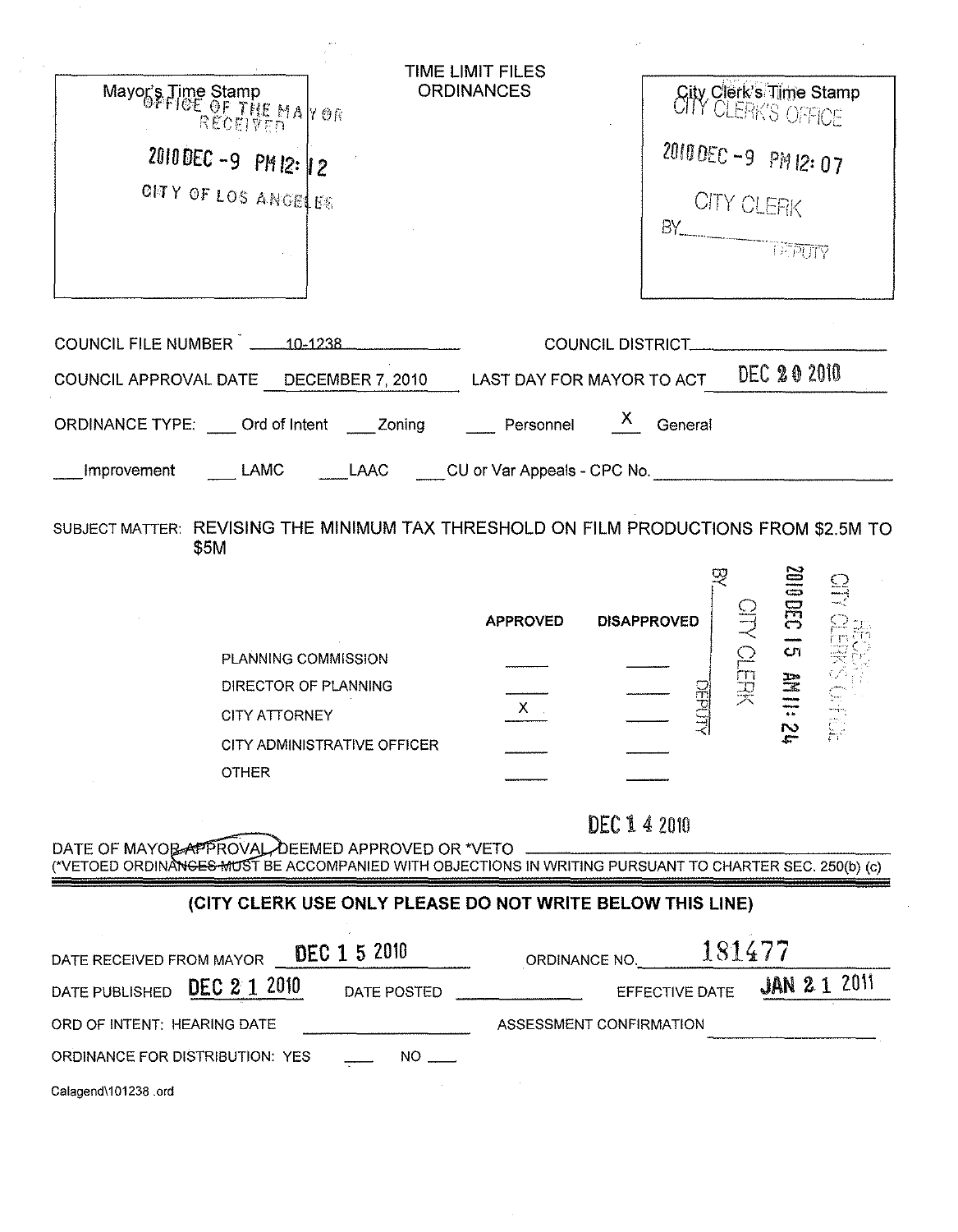Mayor's Time Stamp
OFFICE OF THE MAYOR
RECEIVED

2010 DEC -9 PM 12: 12

CITY OF LOS ANGELES

# TIME LIMIT FILES
# ORDINANCES

City Clerk's Time Stamp
CITY CLERK'S OFFICE

2010 DEC -9 PM 12: 07

CITY CLERK
BY_______________ DEPUTY

COUNCIL FILE NUMBER 10-1238 COUNCIL DISTRICT_______________

COUNCIL APPROVAL DATE DECEMBER 7, 2010 LAST DAY FOR MAYOR TO ACT DEC 20 2010

ORDINANCE TYPE: ___ Ord of Intent ___ Zoning ___ Personnel X General

___ Improvement ___ LAMC ___ LAAC ___ CU or Var Appeals - CPC No. _______________

SUBJECT MATTER: REVISING THE MINIMUM TAX THRESHOLD ON FILM PRODUCTIONS FROM $2.5M TO $5M

| | APPROVED | DISAPPROVED |
|---|---|---|
| PLANNING COMMISSION | | |
| DIRECTOR OF PLANNING | | |
| CITY ATTORNEY | X | |
| CITY ADMINISTRATIVE OFFICER | | |
| OTHER | | |

RECEIVED
CITY CLERK'S OFFICE
2010 DEC 15 AM 11: 24
CITY CLERK
BY_______________ DEPUTY

DATE OF MAYOR APPROVAL, DEEMED APPROVED OR *VETO DEC 14 2010

(*VETOED ORDINANCES MUST BE ACCOMPANIED WITH OBJECTIONS IN WRITING PURSUANT TO CHARTER SEC. 250(b) (c)

## (CITY CLERK USE ONLY PLEASE DO NOT WRITE BELOW THIS LINE)

DATE RECEIVED FROM MAYOR DEC 15 2010 ORDINANCE NO. 181477

DATE PUBLISHED DEC 21 2010 DATE POSTED _______________ EFFECTIVE DATE JAN 21 2011

ORD OF INTENT: HEARING DATE _______________ ASSESSMENT CONFIRMATION _______________

ORDINANCE FOR DISTRIBUTION: YES ___ NO ___

Calagend\101238 .ord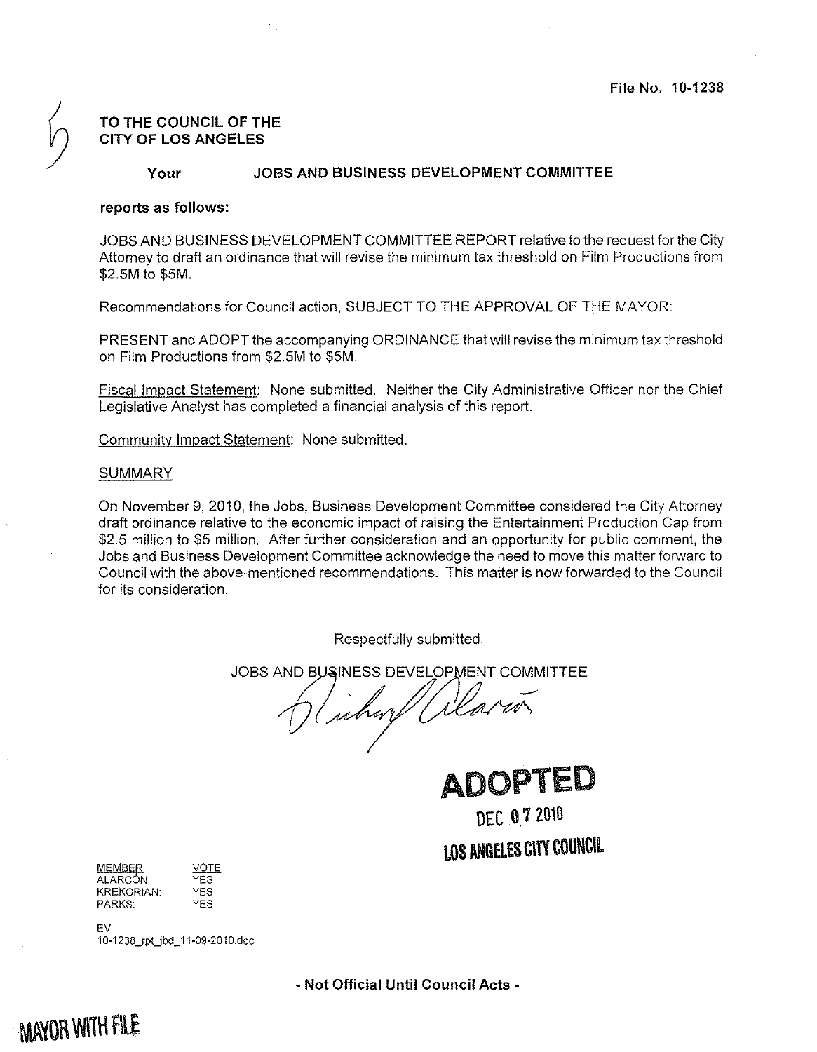File No. 10-1238

**TO THE COUNCIL OF THE CITY OF LOS ANGELES**

**Your JOBS AND BUSINESS DEVELOPMENT COMMITTEE**

**reports as follows:**

JOBS AND BUSINESS DEVELOPMENT COMMITTEE REPORT relative to the request for the City Attorney to draft an ordinance that will revise the minimum tax threshold on Film Productions from $2.5M to $5M.

Recommendations for Council action, SUBJECT TO THE APPROVAL OF THE MAYOR:

PRESENT and ADOPT the accompanying ORDINANCE that will revise the minimum tax threshold on Film Productions from $2.5M to $5M.

Fiscal Impact Statement: None submitted. Neither the City Administrative Officer nor the Chief Legislative Analyst has completed a financial analysis of this report.

Community Impact Statement: None submitted.

SUMMARY

On November 9, 2010, the Jobs, Business Development Committee considered the City Attorney draft ordinance relative to the economic impact of raising the Entertainment Production Cap from $2.5 million to $5 million. After further consideration and an opportunity for public comment, the Jobs and Business Development Committee acknowledge the need to move this matter forward to Council with the above-mentioned recommendations. This matter is now forwarded to the Council for its consideration.

Respectfully submitted,

JOBS AND BUSINESS DEVELOPMENT COMMITTEE

**ADOPTED**

DEC 07 2010

LOS ANGELES CITY COUNCIL

| MEMBER | VOTE |
|---|---|
| ALARCÓN: | YES |
| KREKORIAN: | YES |
| PARKS: | YES |

EV
10-1238_rpt_jbd_11-09-2010.doc

**- Not Official Until Council Acts -**

MAYOR WITH FILE